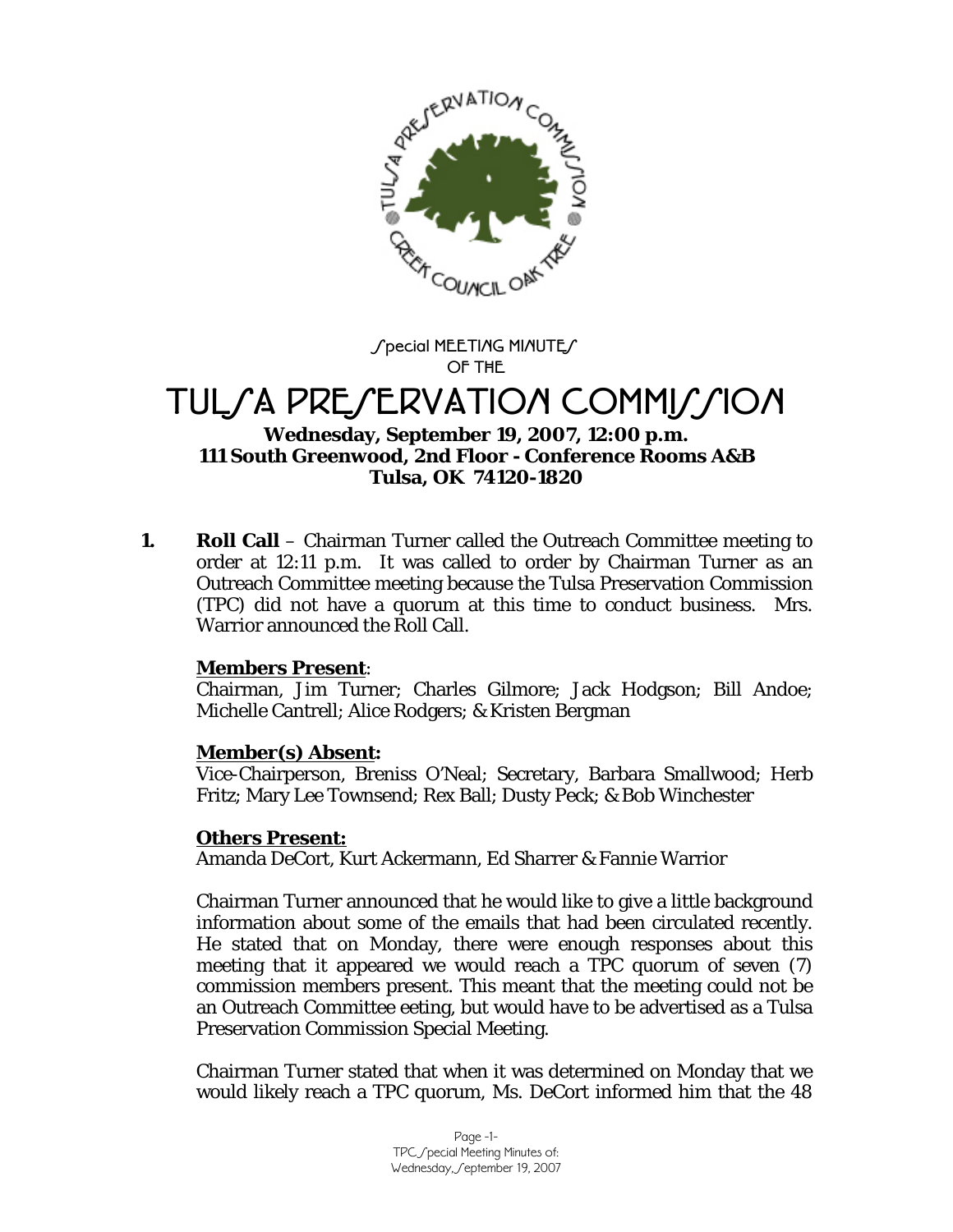Special MEETING MINUTES
OF THE

# TULSA PRESERVATION COMMISSION

**Wednesday, September 19, 2007, 12:00 p.m.**
**111 South Greenwood, 2nd Floor - Conference Rooms A&B**
**Tulsa, OK 74120-1820**

**1. Roll Call** – Chairman Turner called the Outreach Committee meeting to order at 12:11 p.m. It was called to order by Chairman Turner as an Outreach Committee meeting because the Tulsa Preservation Commission (TPC) did not have a quorum at this time to conduct business. Mrs. Warrior announced the Roll Call.

**Members Present**:
Chairman, Jim Turner; Charles Gilmore; Jack Hodgson; Bill Andoe; Michelle Cantrell; Alice Rodgers; & Kristen Bergman

**Member(s) Absent:**
Vice-Chairperson, Breniss O'Neal; Secretary, Barbara Smallwood; Herb Fritz; Mary Lee Townsend; Rex Ball; Dusty Peck; & Bob Winchester

**Others Present:**
Amanda DeCort, Kurt Ackermann, Ed Sharrer & Fannie Warrior

Chairman Turner announced that he would like to give a little background information about some of the emails that had been circulated recently. He stated that on Monday, there were enough responses about this meeting that it appeared we would reach a TPC quorum of seven (7) commission members present. This meant that the meeting could not be an Outreach Committee eeting, but would have to be advertised as a Tulsa Preservation Commission Special Meeting.

Chairman Turner stated that when it was determined on Monday that we would likely reach a TPC quorum, Ms. DeCort informed him that the 48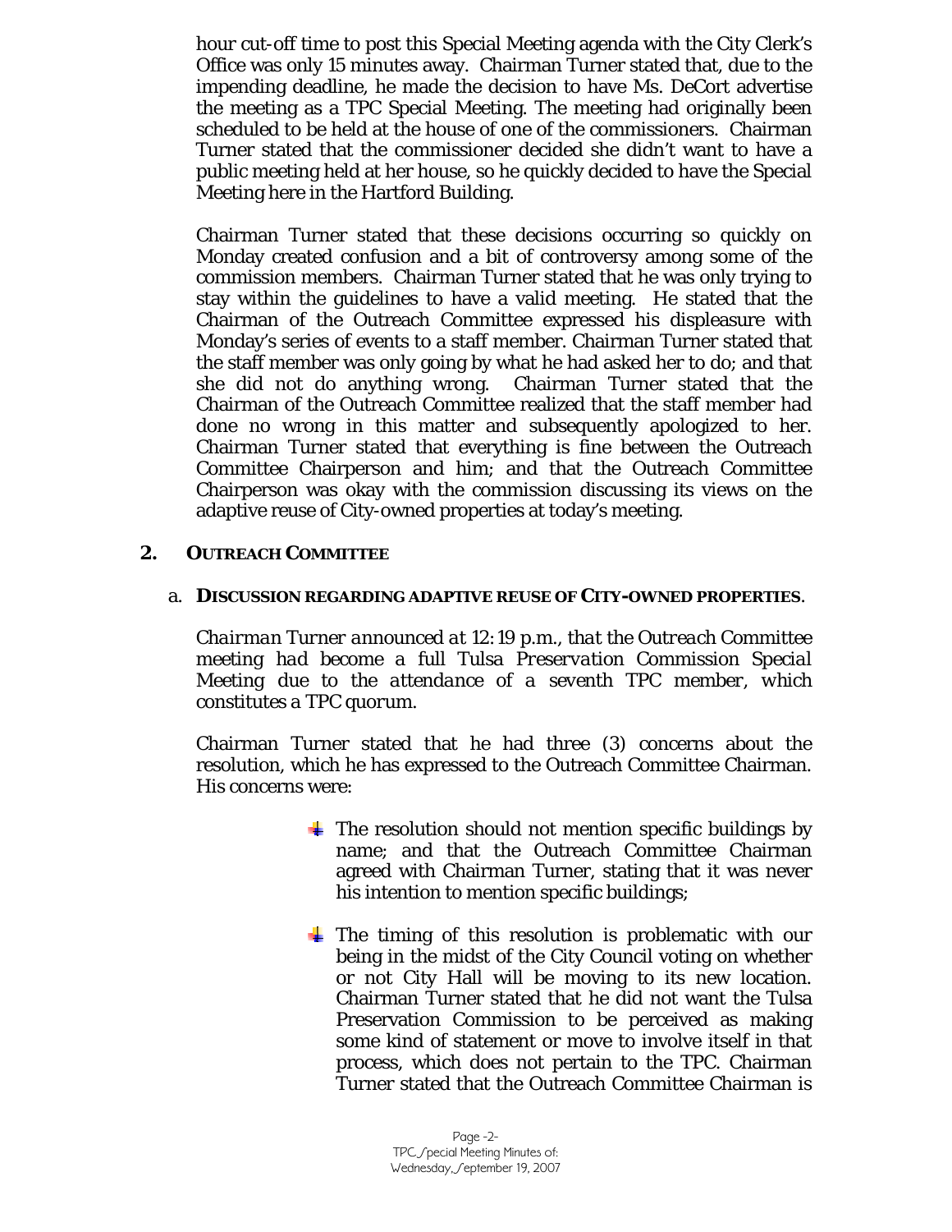hour cut-off time to post this Special Meeting agenda with the City Clerk's Office was only 15 minutes away. Chairman Turner stated that, due to the impending deadline, he made the decision to have Ms. DeCort advertise the meeting as a TPC Special Meeting. The meeting had originally been scheduled to be held at the house of one of the commissioners. Chairman Turner stated that the commissioner decided she didn't want to have a public meeting held at her house, so he quickly decided to have the Special Meeting here in the Hartford Building.

Chairman Turner stated that these decisions occurring so quickly on Monday created confusion and a bit of controversy among some of the commission members. Chairman Turner stated that he was only trying to stay within the guidelines to have a valid meeting. He stated that the Chairman of the Outreach Committee expressed his displeasure with Monday's series of events to a staff member. Chairman Turner stated that the staff member was only going by what he had asked her to do; and that she did not do anything wrong. Chairman Turner stated that the Chairman of the Outreach Committee realized that the staff member had done no wrong in this matter and subsequently apologized to her. Chairman Turner stated that everything is fine between the Outreach Committee Chairperson and him; and that the Outreach Committee Chairperson was okay with the commission discussing its views on the adaptive reuse of City-owned properties at today's meeting.

## 2. OUTREACH COMMITTEE

### a. DISCUSSION REGARDING ADAPTIVE REUSE OF CITY-OWNED PROPERTIES.

*Chairman Turner announced at 12:19 p.m., that the Outreach Committee meeting had become a full Tulsa Preservation Commission Special Meeting due to the attendance of a seventh TPC member, which constitutes a TPC quorum.*

Chairman Turner stated that he had three (3) concerns about the resolution, which he has expressed to the Outreach Committee Chairman. His concerns were:

- The resolution should not mention specific buildings by name; and that the Outreach Committee Chairman agreed with Chairman Turner, stating that it was never his intention to mention specific buildings;

- The timing of this resolution is problematic with our being in the midst of the City Council voting on whether or not City Hall will be moving to its new location. Chairman Turner stated that he did not want the Tulsa Preservation Commission to be perceived as making some kind of statement or move to involve itself in that process, which does not pertain to the TPC. Chairman Turner stated that the Outreach Committee Chairman is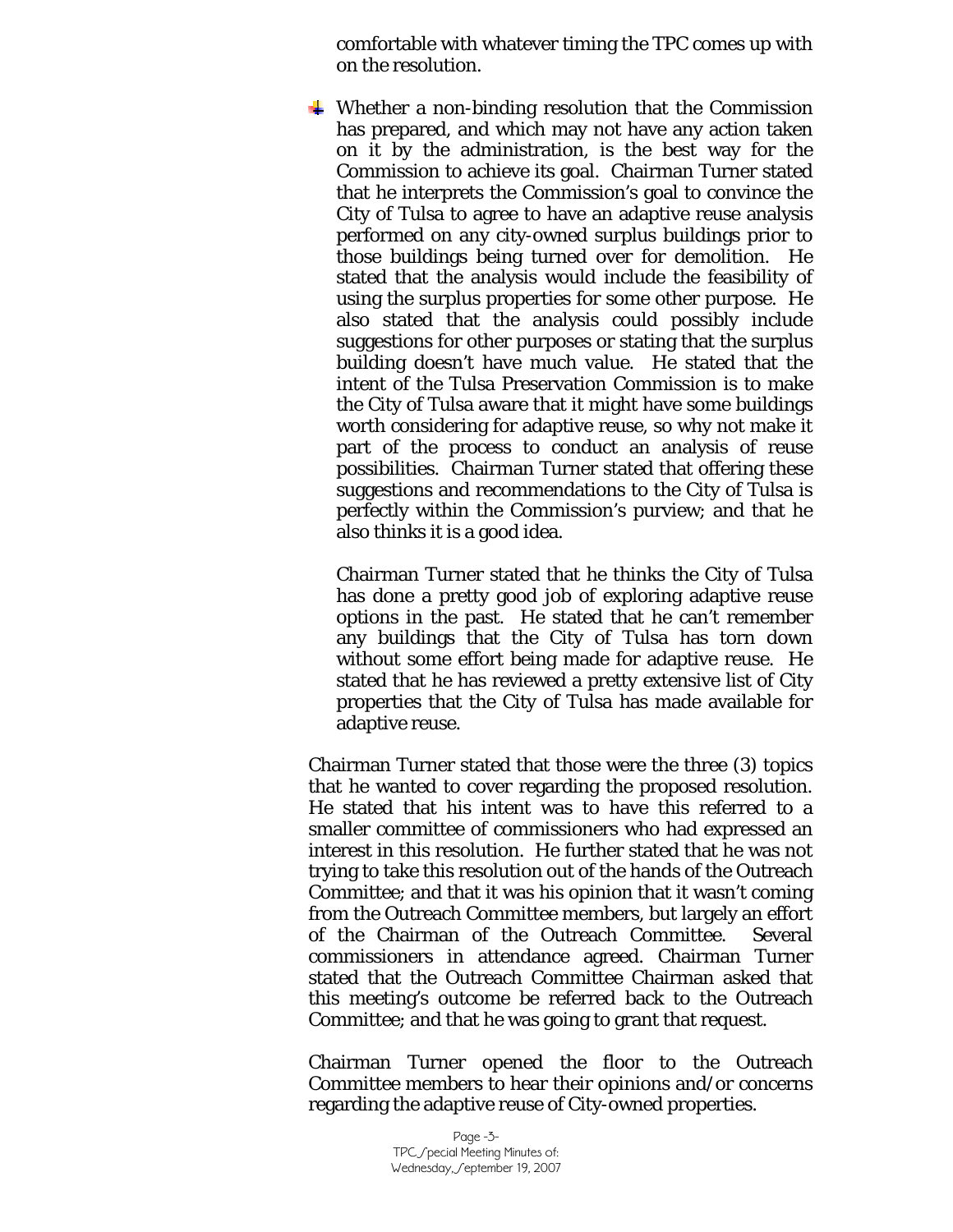comfortable with whatever timing the TPC comes up with on the resolution.

- Whether a non-binding resolution that the Commission has prepared, and which may not have any action taken on it by the administration, is the best way for the Commission to achieve its goal. Chairman Turner stated that he interprets the Commission's goal to convince the City of Tulsa to agree to have an adaptive reuse analysis performed on any city-owned surplus buildings prior to those buildings being turned over for demolition. He stated that the analysis would include the feasibility of using the surplus properties for some other purpose. He also stated that the analysis could possibly include suggestions for other purposes or stating that the surplus building doesn't have much value. He stated that the intent of the Tulsa Preservation Commission is to make the City of Tulsa aware that it might have some buildings worth considering for adaptive reuse, so why not make it part of the process to conduct an analysis of reuse possibilities. Chairman Turner stated that offering these suggestions and recommendations to the City of Tulsa is perfectly within the Commission's purview; and that he also thinks it is a good idea.

  Chairman Turner stated that he thinks the City of Tulsa has done a pretty good job of exploring adaptive reuse options in the past. He stated that he can't remember any buildings that the City of Tulsa has torn down without some effort being made for adaptive reuse. He stated that he has reviewed a pretty extensive list of City properties that the City of Tulsa has made available for adaptive reuse.

Chairman Turner stated that those were the three (3) topics that he wanted to cover regarding the proposed resolution. He stated that his intent was to have this referred to a smaller committee of commissioners who had expressed an interest in this resolution. He further stated that he was not trying to take this resolution out of the hands of the Outreach Committee; and that it was his opinion that it wasn't coming from the Outreach Committee members, but largely an effort of the Chairman of the Outreach Committee. Several commissioners in attendance agreed. Chairman Turner stated that the Outreach Committee Chairman asked that this meeting's outcome be referred back to the Outreach Committee; and that he was going to grant that request.

Chairman Turner opened the floor to the Outreach Committee members to hear their opinions and/or concerns regarding the adaptive reuse of City-owned properties.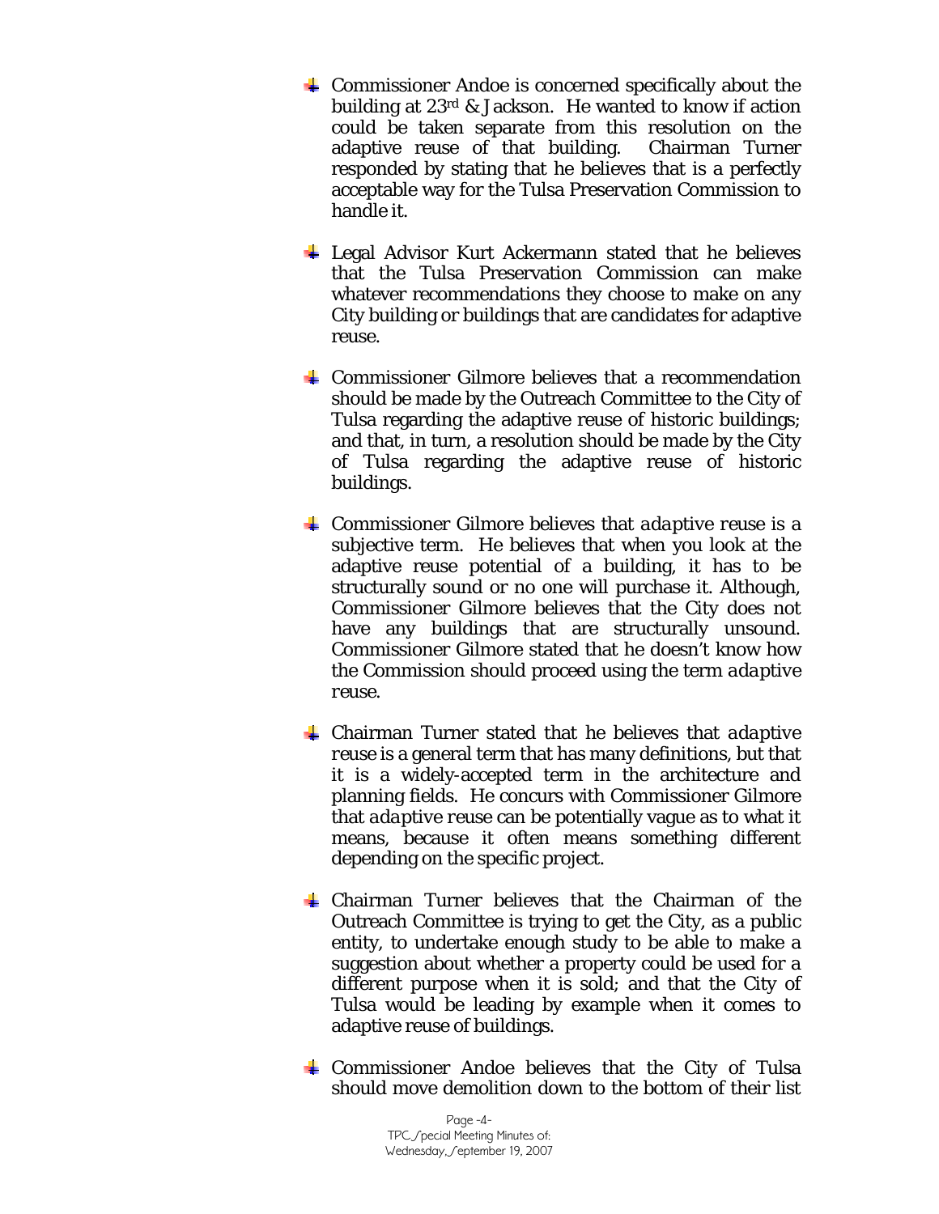- Commissioner Andoe is concerned specifically about the building at 23rd & Jackson. He wanted to know if action could be taken separate from this resolution on the adaptive reuse of that building. Chairman Turner responded by stating that he believes that is a perfectly acceptable way for the Tulsa Preservation Commission to handle it.

- Legal Advisor Kurt Ackermann stated that he believes that the Tulsa Preservation Commission can make whatever recommendations they choose to make on any City building or buildings that are candidates for adaptive reuse.

- Commissioner Gilmore believes that a recommendation should be made by the Outreach Committee to the City of Tulsa regarding the adaptive reuse of historic buildings; and that, in turn, a resolution should be made by the City of Tulsa regarding the adaptive reuse of historic buildings.

- Commissioner Gilmore believes that *adaptive reuse* is a subjective term. He believes that when you look at the adaptive reuse potential of a building, it has to be structurally sound or no one will purchase it. Although, Commissioner Gilmore believes that the City does not have any buildings that are structurally unsound. Commissioner Gilmore stated that he doesn't know how the Commission should proceed using the term *adaptive reuse*.

- Chairman Turner stated that he believes that *adaptive reuse* is a general term that has many definitions, but that it is a widely-accepted term in the architecture and planning fields. He concurs with Commissioner Gilmore that *adaptive reuse* can be potentially vague as to what it means, because it often means something different depending on the specific project.

- Chairman Turner believes that the Chairman of the Outreach Committee is trying to get the City, as a public entity, to undertake enough study to be able to make a suggestion about whether a property could be used for a different purpose when it is sold; and that the City of Tulsa would be leading by example when it comes to adaptive reuse of buildings.

- Commissioner Andoe believes that the City of Tulsa should move demolition down to the bottom of their list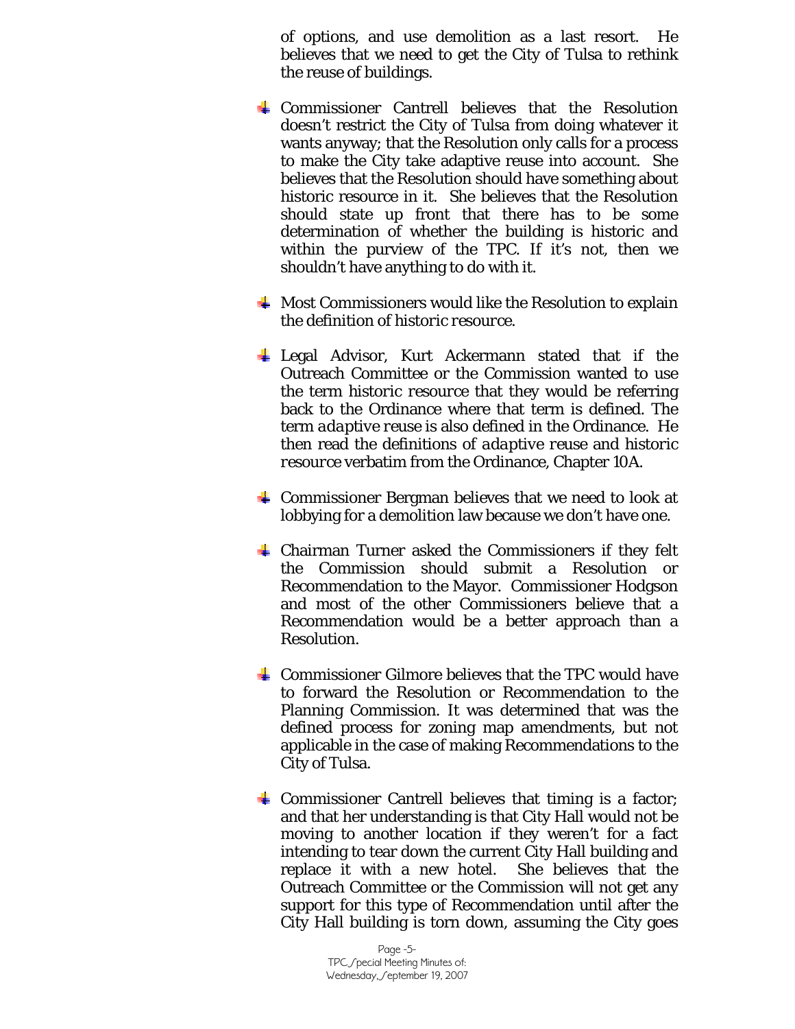of options, and use demolition as a last resort. He believes that we need to get the City of Tulsa to rethink the reuse of buildings.

- Commissioner Cantrell believes that the Resolution doesn't restrict the City of Tulsa from doing whatever it wants anyway; that the Resolution only calls for a process to make the City take adaptive reuse into account. She believes that the Resolution should have something about historic resource in it. She believes that the Resolution should state up front that there has to be some determination of whether the building is historic and within the purview of the TPC. If it's not, then we shouldn't have anything to do with it.

- Most Commissioners would like the Resolution to explain the definition of *historic resource*.

- Legal Advisor, Kurt Ackermann stated that if the Outreach Committee or the Commission wanted to use the term *historic resource* that they would be referring back to the Ordinance where that term is defined. The term *adaptive reuse* is also defined in the Ordinance. He then read the definitions of *adaptive reuse* and *historic resource* verbatim from the Ordinance, Chapter 10A.

- Commissioner Bergman believes that we need to look at lobbying for a demolition law because we don't have one.

- Chairman Turner asked the Commissioners if they felt the Commission should submit a Resolution or Recommendation to the Mayor. Commissioner Hodgson and most of the other Commissioners believe that a Recommendation would be a better approach than a Resolution.

- Commissioner Gilmore believes that the TPC would have to forward the Resolution or Recommendation to the Planning Commission. It was determined that was the defined process for zoning map amendments, but not applicable in the case of making Recommendations to the City of Tulsa.

- Commissioner Cantrell believes that timing is a factor; and that her understanding is that City Hall would not be moving to another location if they weren't for a fact intending to tear down the current City Hall building and replace it with a new hotel. She believes that the Outreach Committee or the Commission will not get any support for this type of Recommendation until after the City Hall building is torn down, assuming the City goes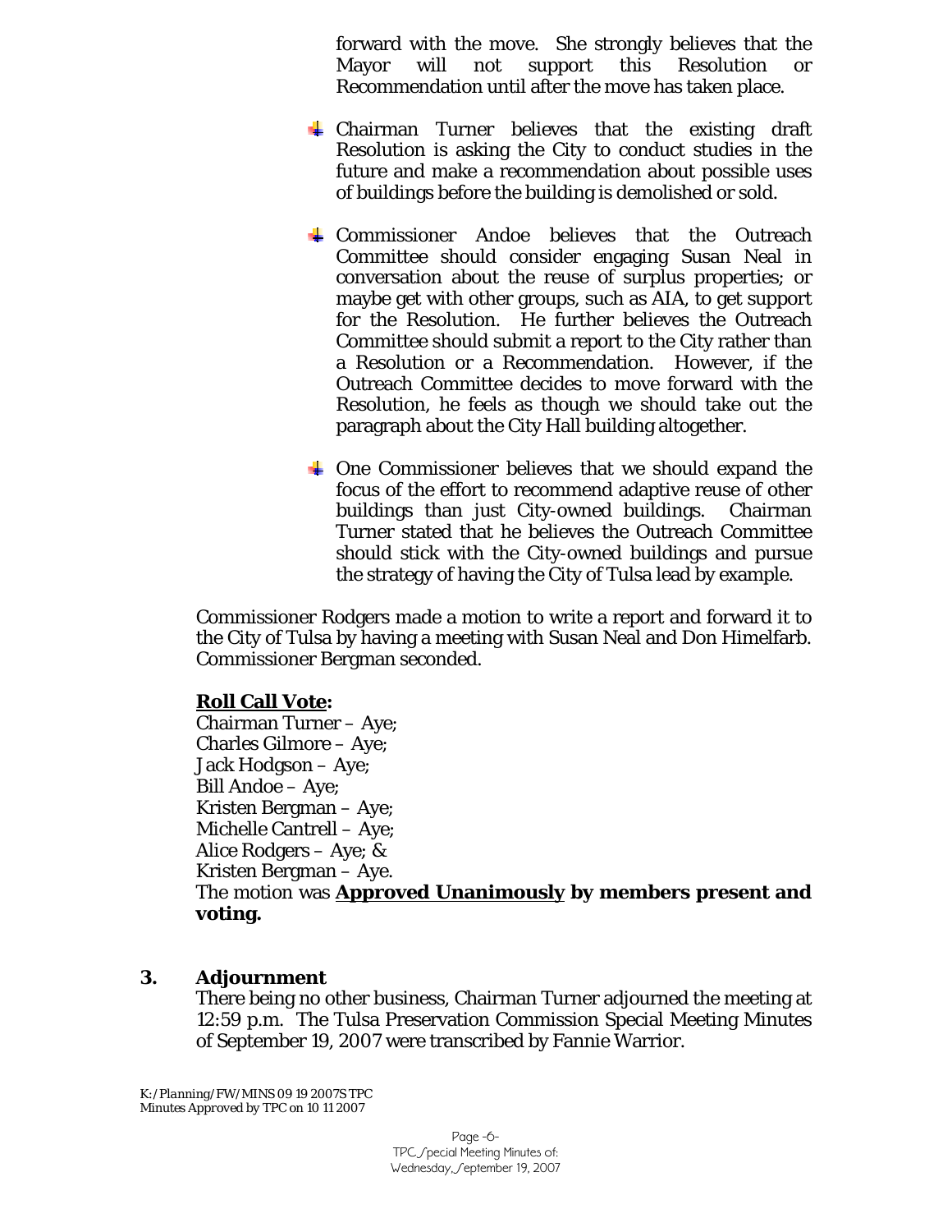forward with the move. She strongly believes that the Mayor will not support this Resolution or Recommendation until after the move has taken place.

- Chairman Turner believes that the existing draft Resolution is asking the City to conduct studies in the future and make a recommendation about possible uses of buildings before the building is demolished or sold.
- Commissioner Andoe believes that the Outreach Committee should consider engaging Susan Neal in conversation about the reuse of surplus properties; or maybe get with other groups, such as AIA, to get support for the Resolution. He further believes the Outreach Committee should submit a report to the City rather than a Resolution or a Recommendation. However, if the Outreach Committee decides to move forward with the Resolution, he feels as though we should take out the paragraph about the City Hall building altogether.
- One Commissioner believes that we should expand the focus of the effort to recommend adaptive reuse of other buildings than just City-owned buildings. Chairman Turner stated that he believes the Outreach Committee should stick with the City-owned buildings and pursue the strategy of having the City of Tulsa lead by example.

Commissioner Rodgers made a motion to write a report and forward it to the City of Tulsa by having a meeting with Susan Neal and Don Himelfarb. Commissioner Bergman seconded.

**Roll Call Vote:**
Chairman Turner – Aye;
Charles Gilmore – Aye;
Jack Hodgson – Aye;
Bill Andoe – Aye;
Kristen Bergman – Aye;
Michelle Cantrell – Aye;
Alice Rodgers – Aye; &
Kristen Bergman – Aye.
The motion was **Approved Unanimously by members present and voting.**

### 3. Adjournment

There being no other business, Chairman Turner adjourned the meeting at 12:59 p.m. The Tulsa Preservation Commission Special Meeting Minutes of September 19, 2007 were transcribed by Fannie Warrior.

K:/Planning/FW/MINS 09 19 2007S TPC
Minutes Approved by TPC on 10 11 2007